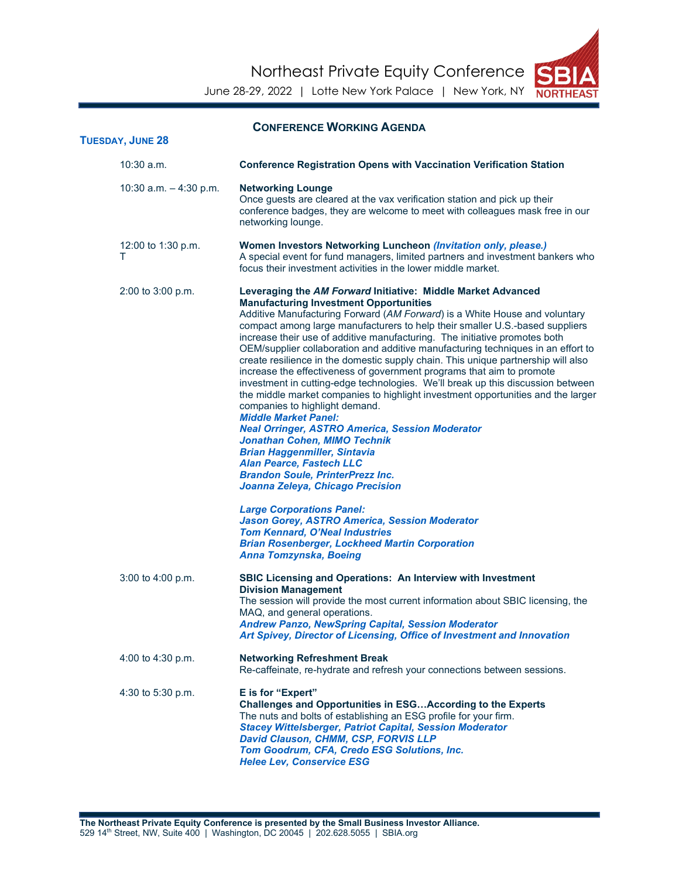Northeast Private Equity Conference

June 28-29, 2022 | Lotte New York Palace | New York, NY

SBIA NORTHEAST

## CONFERENCE WORKING AGENDA

### TUESDAY, JUNE 28

10:30 a.m.

**Conference Registration Opens with Vaccination Verification Station**

10:30 a.m. – 4:30 p.m.

**Networking Lounge**
Once guests are cleared at the vax verification station and pick up their conference badges, they are welcome to meet with colleagues mask free in our networking lounge.

12:00 to 1:30 p.m.
T

**Women Investors Networking Luncheon** ***(Invitation only, please.)***
A special event for fund managers, limited partners and investment bankers who focus their investment activities in the lower middle market.

2:00 to 3:00 p.m.

**Leveraging the *AM Forward* Initiative: Middle Market Advanced Manufacturing Investment Opportunities**
Additive Manufacturing Forward (*AM Forward*) is a White House and voluntary compact among large manufacturers to help their smaller U.S.-based suppliers increase their use of additive manufacturing. The initiative promotes both OEM/supplier collaboration and additive manufacturing techniques in an effort to create resilience in the domestic supply chain. This unique partnership will also increase the effectiveness of government programs that aim to promote investment in cutting-edge technologies. We'll break up this discussion between the middle market companies to highlight investment opportunities and the larger companies to highlight demand.

***Middle Market Panel:***
***Neal Orringer, ASTRO America, Session Moderator***
***Jonathan Cohen, MIMO Technik***
***Brian Haggenmiller, Sintavia***
***Alan Pearce, Fastech LLC***
***Brandon Soule, PrinterPrezz Inc.***
***Joanna Zeleya, Chicago Precision***

***Large Corporations Panel:***
***Jason Gorey, ASTRO America, Session Moderator***
***Tom Kennard, O'Neal Industries***
***Brian Rosenberger, Lockheed Martin Corporation***
***Anna Tomzynska, Boeing***

3:00 to 4:00 p.m.

**SBIC Licensing and Operations: An Interview with Investment Division Management**
The session will provide the most current information about SBIC licensing, the MAQ, and general operations.
***Andrew Panzo, NewSpring Capital, Session Moderator***
***Art Spivey, Director of Licensing, Office of Investment and Innovation***

4:00 to 4:30 p.m.

**Networking Refreshment Break**
Re-caffeinate, re-hydrate and refresh your connections between sessions.

4:30 to 5:30 p.m.

**E is for "Expert"**
**Challenges and Opportunities in ESG…According to the Experts**
The nuts and bolts of establishing an ESG profile for your firm.
***Stacey Wittelsberger, Patriot Capital, Session Moderator***
***David Clauson, CHMM, CSP, FORVIS LLP***
***Tom Goodrum, CFA, Credo ESG Solutions, Inc.***
***Helee Lev, Conservice ESG***

**The Northeast Private Equity Conference is presented by the Small Business Investor Alliance.**
529 14th Street, NW, Suite 400 | Washington, DC 20045 | 202.628.5055 | SBIA.org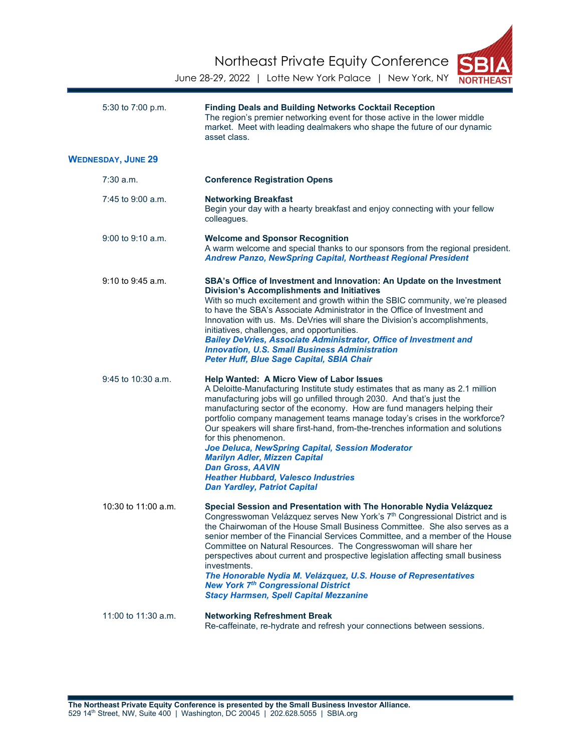| | |
|---|---|
| 5:30 to 7:00 p.m. | **Finding Deals and Building Networks Cocktail Reception**<br>The region's premier networking event for those active in the lower middle market. Meet with leading dealmakers who shape the future of our dynamic asset class. |

## WEDNESDAY, JUNE 29

| | |
|---|---|
| 7:30 a.m. | **Conference Registration Opens** |
| 7:45 to 9:00 a.m. | **Networking Breakfast**<br>Begin your day with a hearty breakfast and enjoy connecting with your fellow colleagues. |
| 9:00 to 9:10 a.m. | **Welcome and Sponsor Recognition**<br>A warm welcome and special thanks to our sponsors from the regional president.<br>***Andrew Panzo, NewSpring Capital, Northeast Regional President*** |
| 9:10 to 9:45 a.m. | **SBA's Office of Investment and Innovation: An Update on the Investment Division's Accomplishments and Initiatives**<br>With so much excitement and growth within the SBIC community, we're pleased to have the SBA's Associate Administrator in the Office of Investment and Innovation with us. Ms. DeVries will share the Division's accomplishments, initiatives, challenges, and opportunities.<br>***Bailey DeVries, Associate Administrator, Office of Investment and Innovation, U.S. Small Business Administration***<br>***Peter Huff, Blue Sage Capital, SBIA Chair*** |
| 9:45 to 10:30 a.m. | **Help Wanted: A Micro View of Labor Issues**<br>A Deloitte-Manufacturing Institute study estimates that as many as 2.1 million manufacturing jobs will go unfilled through 2030. And that's just the manufacturing sector of the economy. How are fund managers helping their portfolio company management teams manage today's crises in the workforce? Our speakers will share first-hand, from-the-trenches information and solutions for this phenomenon.<br>***Joe Deluca, NewSpring Capital, Session Moderator***<br>***Marilyn Adler, Mizzen Capital***<br>***Dan Gross, AAVIN***<br>***Heather Hubbard, Valesco Industries***<br>***Dan Yardley, Patriot Capital*** |
| 10:30 to 11:00 a.m. | **Special Session and Presentation with The Honorable Nydia Velázquez**<br>Congresswoman Velázquez serves New York's 7th Congressional District and is the Chairwoman of the House Small Business Committee. She also serves as a senior member of the Financial Services Committee, and a member of the House Committee on Natural Resources. The Congresswoman will share her perspectives about current and prospective legislation affecting small business investments.<br>***The Honorable Nydia M. Velázquez, U.S. House of Representatives New York 7th Congressional District***<br>***Stacy Harmsen, Spell Capital Mezzanine*** |
| 11:00 to 11:30 a.m. | **Networking Refreshment Break**<br>Re-caffeinate, re-hydrate and refresh your connections between sessions. |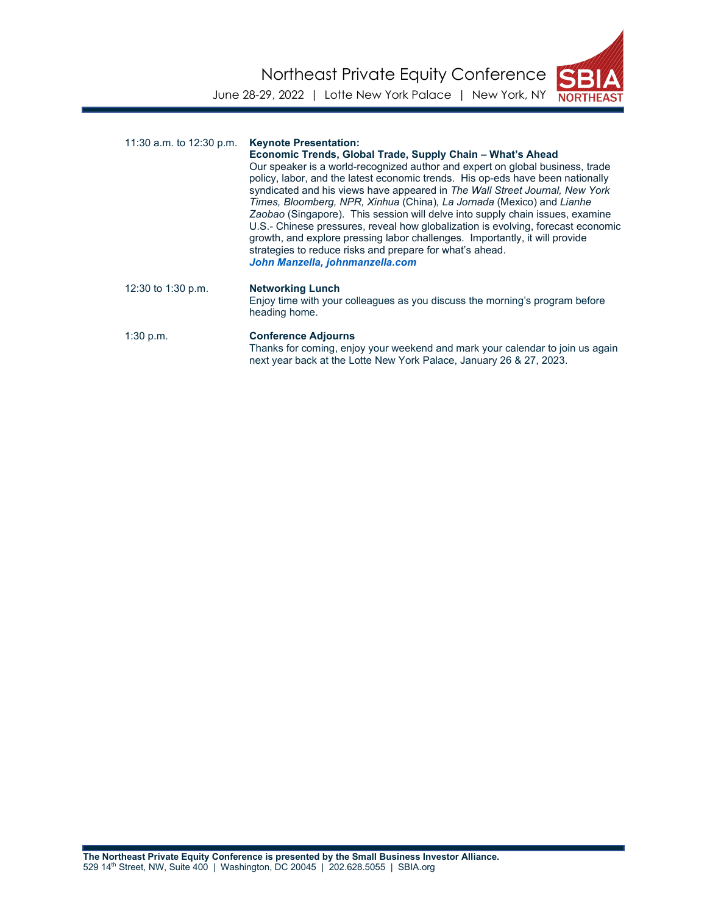| | |
|---|---|
| 11:30 a.m. to 12:30 p.m. | **Keynote Presentation:** **Economic Trends, Global Trade, Supply Chain – What's Ahead** Our speaker is a world-recognized author and expert on global business, trade policy, labor, and the latest economic trends. His op-eds have been nationally syndicated and his views have appeared in *The Wall Street Journal, New York Times, Bloomberg, NPR, Xinhua* (China), *La Jornada* (Mexico) and *Lianhe Zaobao* (Singapore). This session will delve into supply chain issues, examine U.S.- Chinese pressures, reveal how globalization is evolving, forecast economic growth, and explore pressing labor challenges. Importantly, it will provide strategies to reduce risks and prepare for what's ahead. ***John Manzella, johnmanzella.com*** |
| 12:30 to 1:30 p.m. | **Networking Lunch** Enjoy time with your colleagues as you discuss the morning's program before heading home. |
| 1:30 p.m. | **Conference Adjourns** Thanks for coming, enjoy your weekend and mark your calendar to join us again next year back at the Lotte New York Palace, January 26 & 27, 2023. |

**The Northeast Private Equity Conference is presented by the Small Business Investor Alliance.**
529 14th Street, NW, Suite 400 | Washington, DC 20045 | 202.628.5055 | SBIA.org